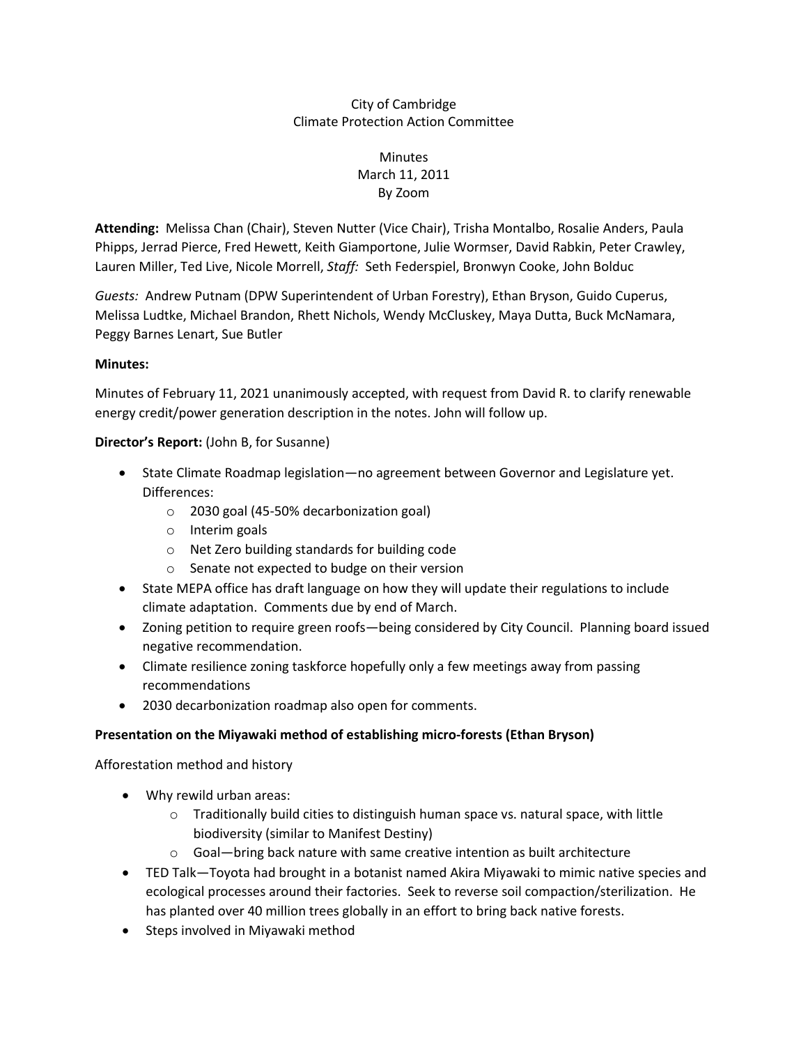City of Cambridge
Climate Protection Action Committee

Minutes
March 11, 2011
By Zoom

**Attending:** Melissa Chan (Chair), Steven Nutter (Vice Chair), Trisha Montalbo, Rosalie Anders, Paula Phipps, Jerrad Pierce, Fred Hewett, Keith Giamportone, Julie Wormser, David Rabkin, Peter Crawley, Lauren Miller, Ted Live, Nicole Morrell, *Staff:* Seth Federspiel, Bronwyn Cooke, John Bolduc

*Guests:* Andrew Putnam (DPW Superintendent of Urban Forestry), Ethan Bryson, Guido Cuperus, Melissa Ludtke, Michael Brandon, Rhett Nichols, Wendy McCluskey, Maya Dutta, Buck McNamara, Peggy Barnes Lenart, Sue Butler

**Minutes:**

Minutes of February 11, 2021 unanimously accepted, with request from David R. to clarify renewable energy credit/power generation description in the notes. John will follow up.

**Director's Report:** (John B, for Susanne)

- State Climate Roadmap legislation—no agreement between Governor and Legislature yet. Differences:
    - 2030 goal (45-50% decarbonization goal)
    - Interim goals
    - Net Zero building standards for building code
    - Senate not expected to budge on their version
- State MEPA office has draft language on how they will update their regulations to include climate adaptation. Comments due by end of March.
- Zoning petition to require green roofs—being considered by City Council. Planning board issued negative recommendation.
- Climate resilience zoning taskforce hopefully only a few meetings away from passing recommendations
- 2030 decarbonization roadmap also open for comments.

**Presentation on the Miyawaki method of establishing micro-forests (Ethan Bryson)**

Afforestation method and history

- Why rewild urban areas:
    - Traditionally build cities to distinguish human space vs. natural space, with little biodiversity (similar to Manifest Destiny)
    - Goal—bring back nature with same creative intention as built architecture
- TED Talk—Toyota had brought in a botanist named Akira Miyawaki to mimic native species and ecological processes around their factories. Seek to reverse soil compaction/sterilization. He has planted over 40 million trees globally in an effort to bring back native forests.
- Steps involved in Miyawaki method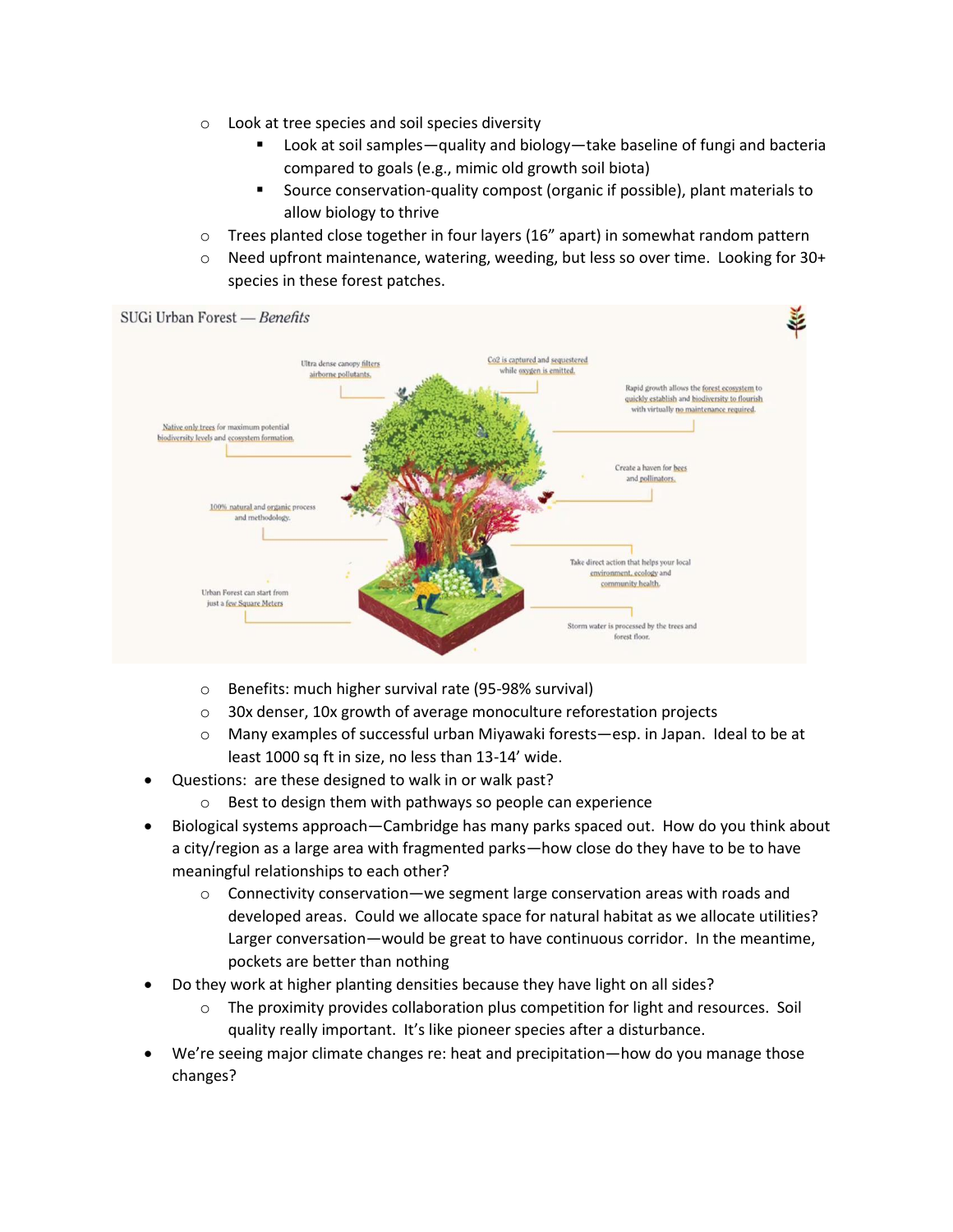- Look at tree species and soil species diversity
    - Look at soil samples—quality and biology—take baseline of fungi and bacteria compared to goals (e.g., mimic old growth soil biota)
    - Source conservation-quality compost (organic if possible), plant materials to allow biology to thrive
  - Trees planted close together in four layers (16" apart) in somewhat random pattern
  - Need upfront maintenance, watering, weeding, but less so over time. Looking for 30+ species in these forest patches.

SUGi Urban Forest — *Benefits*

Ultra dense canopy filters airborne pollutants.

Co2 is captured and sequestered while oxygen is emitted.

Rapid growth allows the forest ecosystem to quickly establish and biodiversity to flourish with virtually no maintenance required.

Native only trees for maximum potential biodiversity levels and ecosystem formation.

Create a haven for bees and pollinators.

100% natural and organic process and methodology.

Take direct action that helps your local environment, ecology and community health.

Urban Forest can start from just a few Square Meters

Storm water is processed by the trees and forest floor.

  - Benefits: much higher survival rate (95-98% survival)
  - 30x denser, 10x growth of average monoculture reforestation projects
  - Many examples of successful urban Miyawaki forests—esp. in Japan. Ideal to be at least 1000 sq ft in size, no less than 13-14' wide.
- Questions: are these designed to walk in or walk past?
  - Best to design them with pathways so people can experience
- Biological systems approach—Cambridge has many parks spaced out. How do you think about a city/region as a large area with fragmented parks—how close do they have to be to have meaningful relationships to each other?
  - Connectivity conservation—we segment large conservation areas with roads and developed areas. Could we allocate space for natural habitat as we allocate utilities? Larger conversation—would be great to have continuous corridor. In the meantime, pockets are better than nothing
- Do they work at higher planting densities because they have light on all sides?
  - The proximity provides collaboration plus competition for light and resources. Soil quality really important. It's like pioneer species after a disturbance.
- We're seeing major climate changes re: heat and precipitation—how do you manage those changes?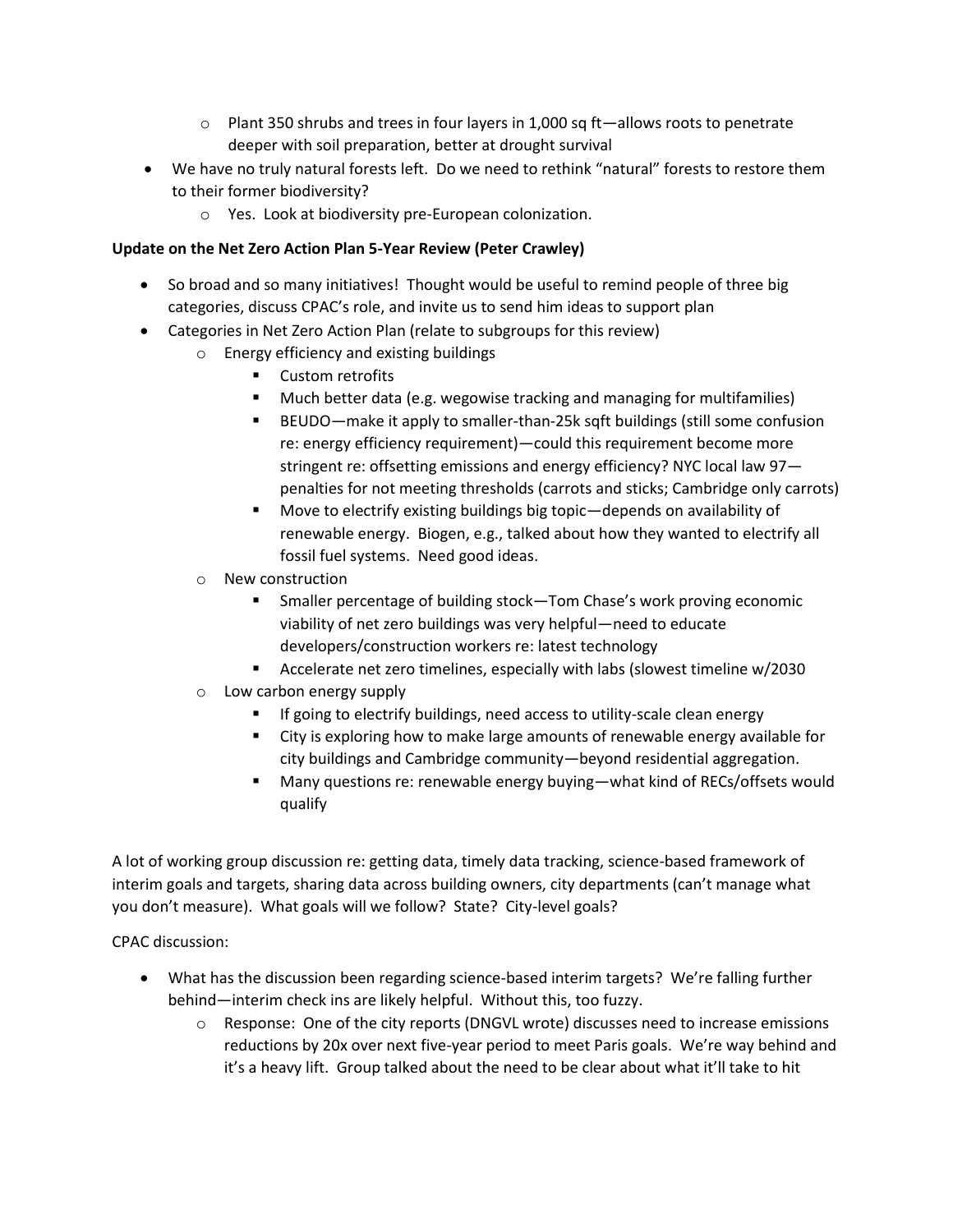- Plant 350 shrubs and trees in four layers in 1,000 sq ft—allows roots to penetrate deeper with soil preparation, better at drought survival
- We have no truly natural forests left. Do we need to rethink "natural" forests to restore them to their former biodiversity?
  - Yes. Look at biodiversity pre-European colonization.

**Update on the Net Zero Action Plan 5-Year Review (Peter Crawley)**

- So broad and so many initiatives! Thought would be useful to remind people of three big categories, discuss CPAC's role, and invite us to send him ideas to support plan
- Categories in Net Zero Action Plan (relate to subgroups for this review)
  - Energy efficiency and existing buildings
    - Custom retrofits
    - Much better data (e.g. wegowise tracking and managing for multifamilies)
    - BEUDO—make it apply to smaller-than-25k sqft buildings (still some confusion re: energy efficiency requirement)—could this requirement become more stringent re: offsetting emissions and energy efficiency? NYC local law 97—penalties for not meeting thresholds (carrots and sticks; Cambridge only carrots)
    - Move to electrify existing buildings big topic—depends on availability of renewable energy. Biogen, e.g., talked about how they wanted to electrify all fossil fuel systems. Need good ideas.
  - New construction
    - Smaller percentage of building stock—Tom Chase's work proving economic viability of net zero buildings was very helpful—need to educate developers/construction workers re: latest technology
    - Accelerate net zero timelines, especially with labs (slowest timeline w/2030
  - Low carbon energy supply
    - If going to electrify buildings, need access to utility-scale clean energy
    - City is exploring how to make large amounts of renewable energy available for city buildings and Cambridge community—beyond residential aggregation.
    - Many questions re: renewable energy buying—what kind of RECs/offsets would qualify

A lot of working group discussion re: getting data, timely data tracking, science-based framework of interim goals and targets, sharing data across building owners, city departments (can't manage what you don't measure). What goals will we follow? State? City-level goals?

CPAC discussion:

- What has the discussion been regarding science-based interim targets? We're falling further behind—interim check ins are likely helpful. Without this, too fuzzy.
  - Response: One of the city reports (DNGVL wrote) discusses need to increase emissions reductions by 20x over next five-year period to meet Paris goals. We're way behind and it's a heavy lift. Group talked about the need to be clear about what it'll take to hit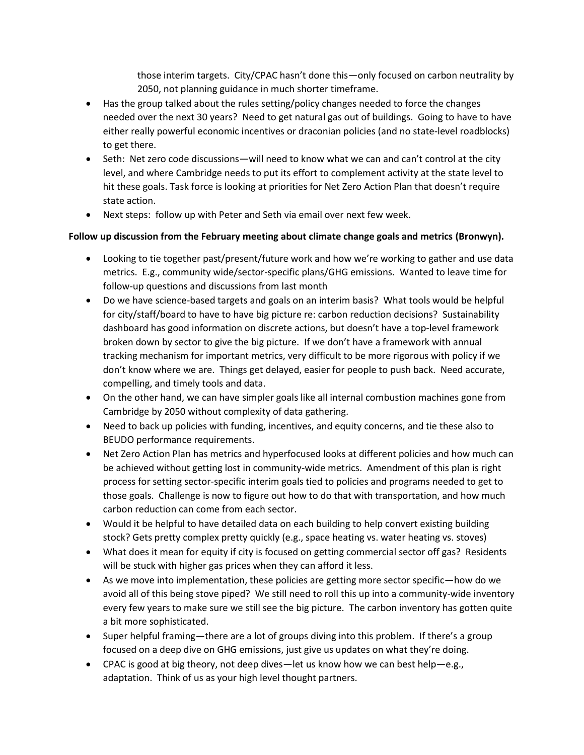those interim targets. City/CPAC hasn't done this—only focused on carbon neutrality by 2050, not planning guidance in much shorter timeframe.

- Has the group talked about the rules setting/policy changes needed to force the changes needed over the next 30 years? Need to get natural gas out of buildings. Going to have to have either really powerful economic incentives or draconian policies (and no state-level roadblocks) to get there.
- Seth: Net zero code discussions—will need to know what we can and can't control at the city level, and where Cambridge needs to put its effort to complement activity at the state level to hit these goals. Task force is looking at priorities for Net Zero Action Plan that doesn't require state action.
- Next steps: follow up with Peter and Seth via email over next few week.

**Follow up discussion from the February meeting about climate change goals and metrics (Bronwyn).**

- Looking to tie together past/present/future work and how we're working to gather and use data metrics. E.g., community wide/sector-specific plans/GHG emissions. Wanted to leave time for follow-up questions and discussions from last month
- Do we have science-based targets and goals on an interim basis? What tools would be helpful for city/staff/board to have to have big picture re: carbon reduction decisions? Sustainability dashboard has good information on discrete actions, but doesn't have a top-level framework broken down by sector to give the big picture. If we don't have a framework with annual tracking mechanism for important metrics, very difficult to be more rigorous with policy if we don't know where we are. Things get delayed, easier for people to push back. Need accurate, compelling, and timely tools and data.
- On the other hand, we can have simpler goals like all internal combustion machines gone from Cambridge by 2050 without complexity of data gathering.
- Need to back up policies with funding, incentives, and equity concerns, and tie these also to BEUDO performance requirements.
- Net Zero Action Plan has metrics and hyperfocused looks at different policies and how much can be achieved without getting lost in community-wide metrics. Amendment of this plan is right process for setting sector-specific interim goals tied to policies and programs needed to get to those goals. Challenge is now to figure out how to do that with transportation, and how much carbon reduction can come from each sector.
- Would it be helpful to have detailed data on each building to help convert existing building stock? Gets pretty complex pretty quickly (e.g., space heating vs. water heating vs. stoves)
- What does it mean for equity if city is focused on getting commercial sector off gas? Residents will be stuck with higher gas prices when they can afford it less.
- As we move into implementation, these policies are getting more sector specific—how do we avoid all of this being stove piped? We still need to roll this up into a community-wide inventory every few years to make sure we still see the big picture. The carbon inventory has gotten quite a bit more sophisticated.
- Super helpful framing—there are a lot of groups diving into this problem. If there's a group focused on a deep dive on GHG emissions, just give us updates on what they're doing.
- CPAC is good at big theory, not deep dives—let us know how we can best help—e.g., adaptation. Think of us as your high level thought partners.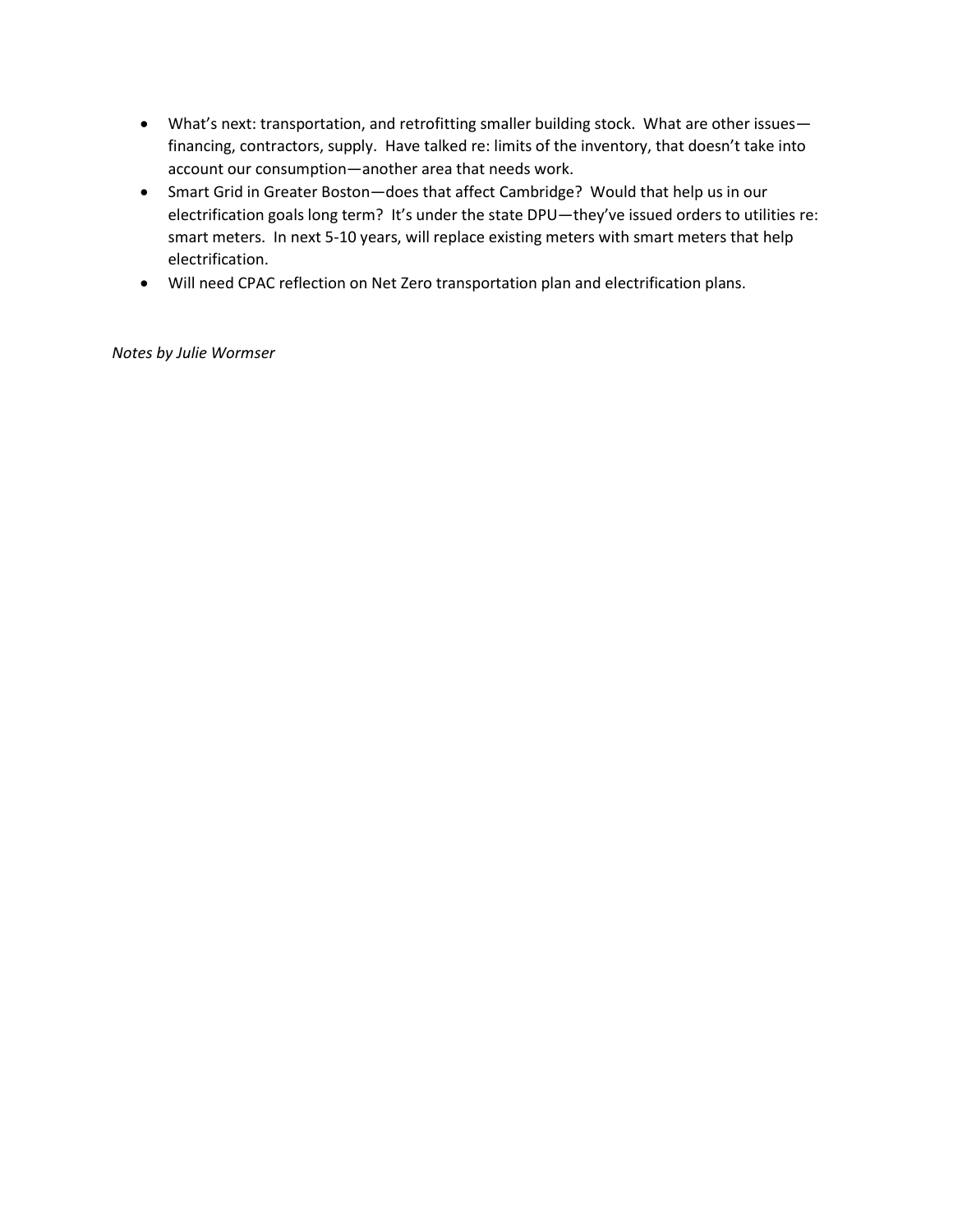- What's next: transportation, and retrofitting smaller building stock. What are other issues—financing, contractors, supply. Have talked re: limits of the inventory, that doesn't take into account our consumption—another area that needs work.
- Smart Grid in Greater Boston—does that affect Cambridge? Would that help us in our electrification goals long term? It's under the state DPU—they've issued orders to utilities re: smart meters. In next 5-10 years, will replace existing meters with smart meters that help electrification.
- Will need CPAC reflection on Net Zero transportation plan and electrification plans.

*Notes by Julie Wormser*